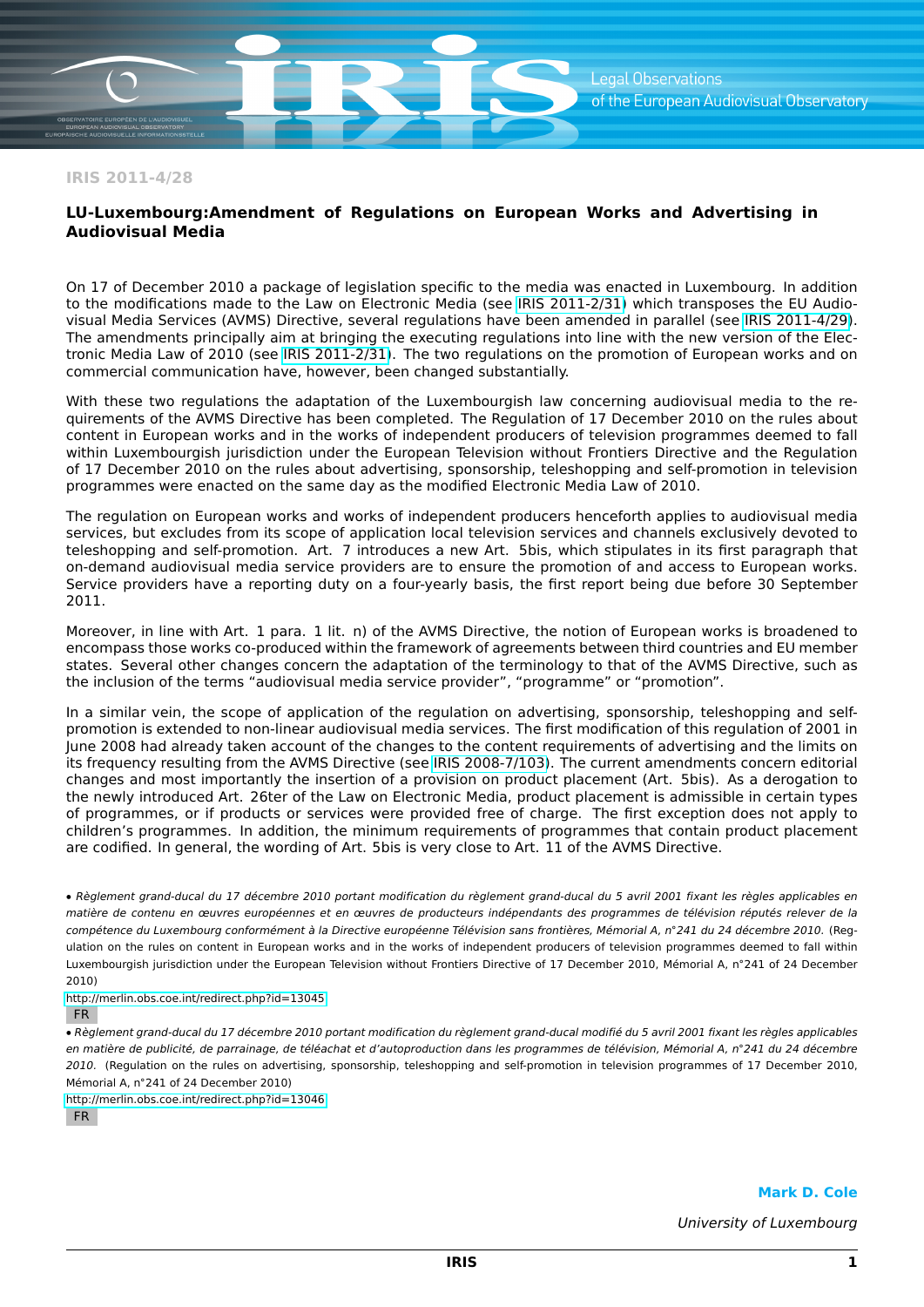IRIS 2011-4/28

## LU-Luxembourg:Amendment of Regulations on European Works and Advertising in Audiovisual Media

On 17 of December 2010 a package of legislation specific to the media was enacted in Luxembourg. In addition to the modifications made to the Law on Electronic Media (see IRIS 2011-2/31) which transposes the EU Audiovisual Media Services (AVMS) Directive, several regulations have been amended in parallel (see IRIS 2011-4/29). The amendments principally aim at bringing the executing regulations into line with the new version of the Electronic Media Law of 2010 (see IRIS 2011-2/31). The two regulations on the promotion of European works and on commercial communication have, however, been changed substantially.

With these two regulations the adaptation of the Luxembourgish law concerning audiovisual media to the requirements of the AVMS Directive has been completed. The Regulation of 17 December 2010 on the rules about content in European works and in the works of independent producers of television programmes deemed to fall within Luxembourgish jurisdiction under the European Television without Frontiers Directive and the Regulation of 17 December 2010 on the rules about advertising, sponsorship, teleshopping and self-promotion in television programmes were enacted on the same day as the modified Electronic Media Law of 2010.

The regulation on European works and works of independent producers henceforth applies to audiovisual media services, but excludes from its scope of application local television services and channels exclusively devoted to teleshopping and self-promotion. Art. 7 introduces a new Art. 5bis, which stipulates in its first paragraph that on-demand audiovisual media service providers are to ensure the promotion of and access to European works. Service providers have a reporting duty on a four-yearly basis, the first report being due before 30 September 2011.

Moreover, in line with Art. 1 para. 1 lit. n) of the AVMS Directive, the notion of European works is broadened to encompass those works co-produced within the framework of agreements between third countries and EU member states. Several other changes concern the adaptation of the terminology to that of the AVMS Directive, such as the inclusion of the terms “audiovisual media service provider”, “programme” or “promotion”.

In a similar vein, the scope of application of the regulation on advertising, sponsorship, teleshopping and self-promotion is extended to non-linear audiovisual media services. The first modification of this regulation of 2001 in June 2008 had already taken account of the changes to the content requirements of advertising and the limits on its frequency resulting from the AVMS Directive (see IRIS 2008-7/103). The current amendments concern editorial changes and most importantly the insertion of a provision on product placement (Art. 5bis). As a derogation to the newly introduced Art. 26ter of the Law on Electronic Media, product placement is admissible in certain types of programmes, or if products or services were provided free of charge. The first exception does not apply to children’s programmes. In addition, the minimum requirements of programmes that contain product placement are codified. In general, the wording of Art. 5bis is very close to Art. 11 of the AVMS Directive.

• *Règlement grand-ducal du 17 décembre 2010 portant modification du règlement grand-ducal du 5 avril 2001 fixant les règles applicables en matière de contenu en œuvres européennes et en œuvres de producteurs indépendants des programmes de télévision réputés relever de la compétence du Luxembourg conformément à la Directive européenne Télévision sans frontières, Mémorial A, n°241 du 24 décembre 2010.* (Regulation on the rules on content in European works and in the works of independent producers of television programmes deemed to fall within Luxembourgish jurisdiction under the European Television without Frontiers Directive of 17 December 2010, Mémorial A, n°241 of 24 December 2010)

http://merlin.obs.coe.int/redirect.php?id=13045

FR

• *Règlement grand-ducal du 17 décembre 2010 portant modification du règlement grand-ducal modifié du 5 avril 2001 fixant les règles applicables en matière de publicité, de parrainage, de téléachat et d’autoproduction dans les programmes de télévision, Mémorial A, n°241 du 24 décembre 2010.* (Regulation on the rules on advertising, sponsorship, teleshopping and self-promotion in television programmes of 17 December 2010, Mémorial A, n°241 of 24 December 2010)

http://merlin.obs.coe.int/redirect.php?id=13046

FR

**Mark D. Cole**

*University of Luxembourg*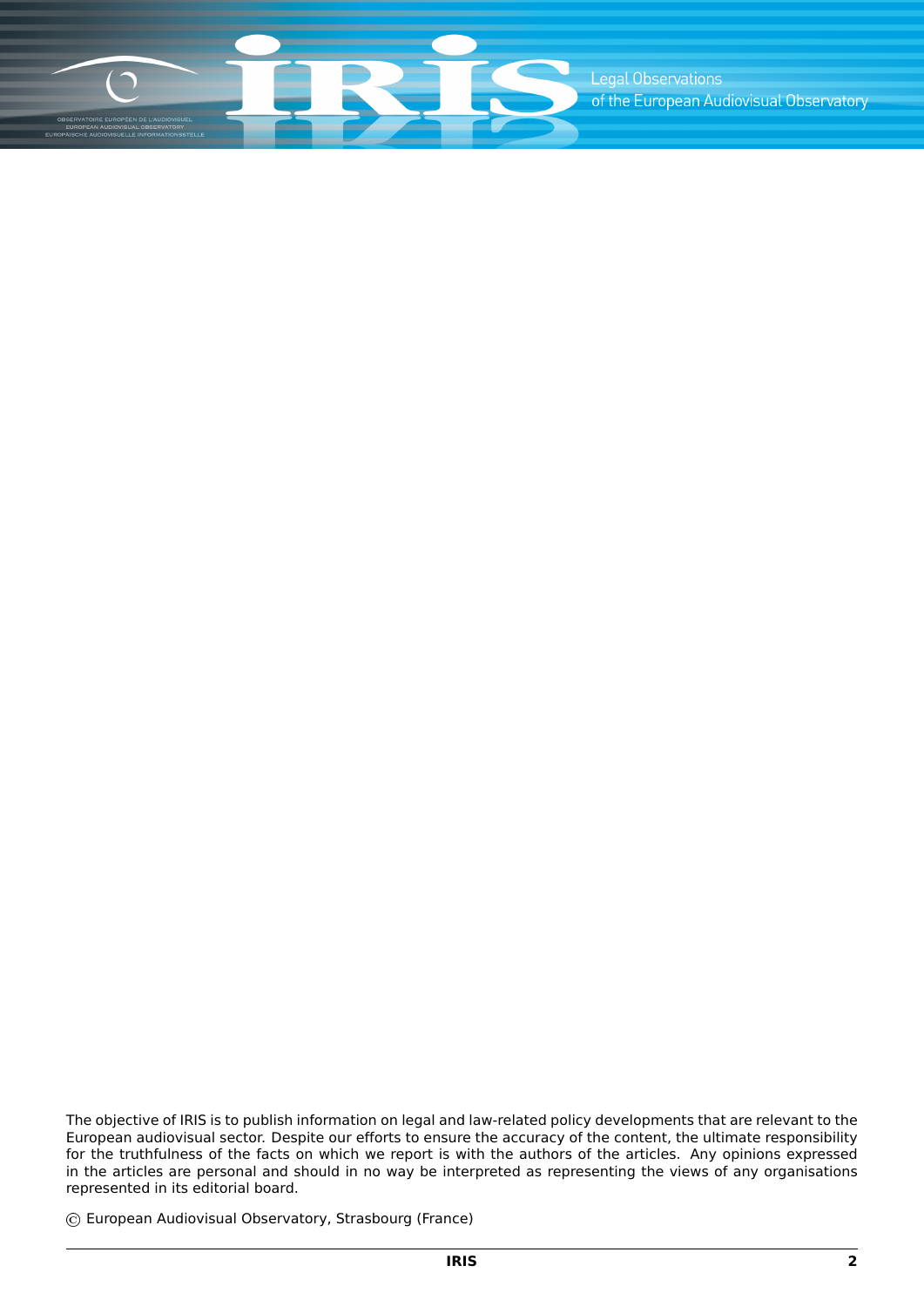The objective of IRIS is to publish information on legal and law-related policy developments that are relevant to the European audiovisual sector. Despite our efforts to ensure the accuracy of the content, the ultimate responsibility for the truthfulness of the facts on which we report is with the authors of the articles. Any opinions expressed in the articles are personal and should in no way be interpreted as representing the views of any organisations represented in its editorial board.

© European Audiovisual Observatory, Strasbourg (France)